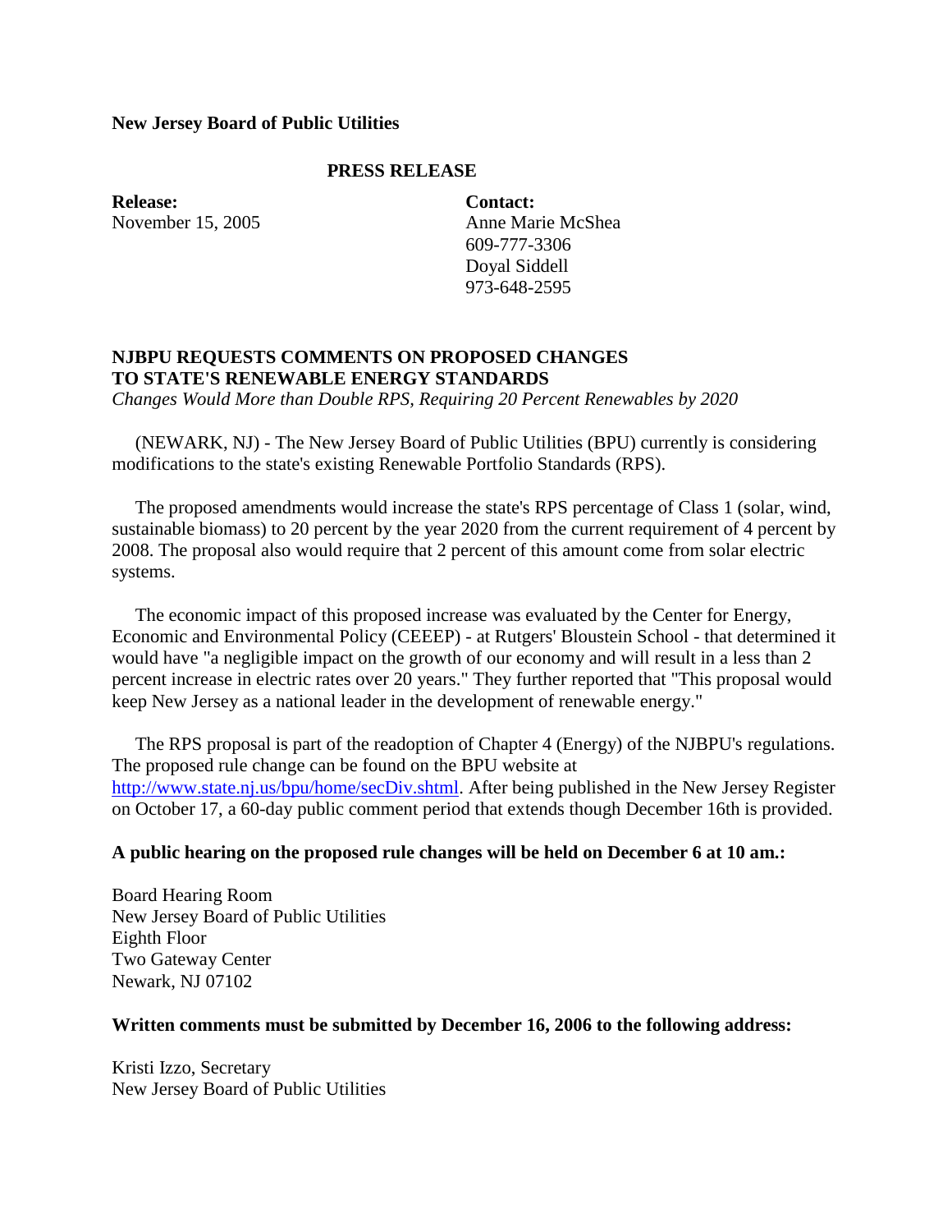**New Jersey Board of Public Utilities**

**PRESS RELEASE**

**Release:**
November 15, 2005

**Contact:**
Anne Marie McShea
609-777-3306
Doyal Siddell
973-648-2595

## NJBPU REQUESTS COMMENTS ON PROPOSED CHANGES TO STATE'S RENEWABLE ENERGY STANDARDS

*Changes Would More than Double RPS, Requiring 20 Percent Renewables by 2020*

(NEWARK, NJ) - The New Jersey Board of Public Utilities (BPU) currently is considering modifications to the state's existing Renewable Portfolio Standards (RPS).

The proposed amendments would increase the state's RPS percentage of Class 1 (solar, wind, sustainable biomass) to 20 percent by the year 2020 from the current requirement of 4 percent by 2008. The proposal also would require that 2 percent of this amount come from solar electric systems.

The economic impact of this proposed increase was evaluated by the Center for Energy, Economic and Environmental Policy (CEEEP) - at Rutgers' Bloustein School - that determined it would have "a negligible impact on the growth of our economy and will result in a less than 2 percent increase in electric rates over 20 years." They further reported that "This proposal would keep New Jersey as a national leader in the development of renewable energy."

The RPS proposal is part of the readoption of Chapter 4 (Energy) of the NJBPU's regulations. The proposed rule change can be found on the BPU website at http://www.state.nj.us/bpu/home/secDiv.shtml. After being published in the New Jersey Register on October 17, a 60-day public comment period that extends though December 16th is provided.

**A public hearing on the proposed rule changes will be held on December 6 at 10 am.:**

Board Hearing Room
New Jersey Board of Public Utilities
Eighth Floor
Two Gateway Center
Newark, NJ 07102

**Written comments must be submitted by December 16, 2006 to the following address:**

Kristi Izzo, Secretary
New Jersey Board of Public Utilities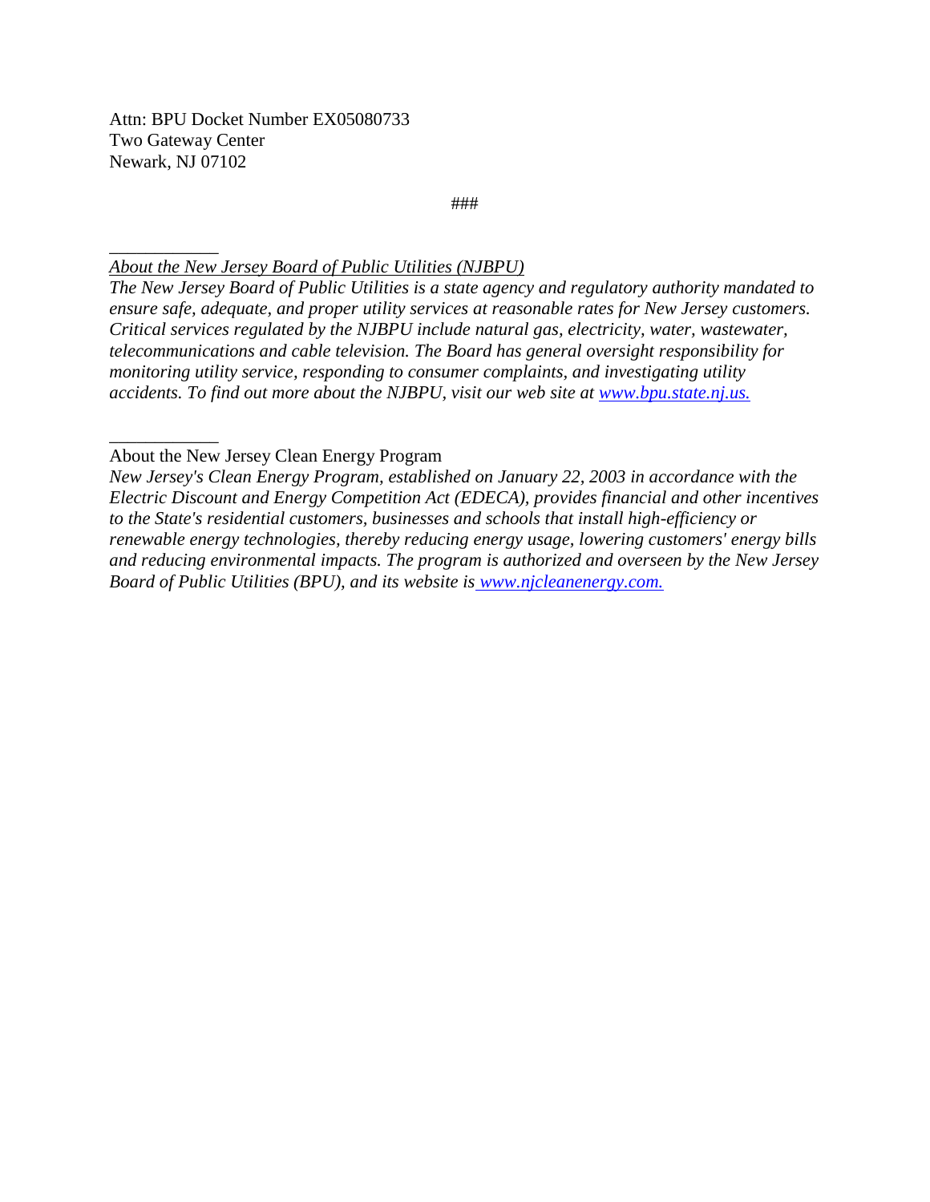Attn: BPU Docket Number EX05080733
Two Gateway Center
Newark, NJ 07102

###

___________

*About the New Jersey Board of Public Utilities (NJBPU)*
*The New Jersey Board of Public Utilities is a state agency and regulatory authority mandated to ensure safe, adequate, and proper utility services at reasonable rates for New Jersey customers. Critical services regulated by the NJBPU include natural gas, electricity, water, wastewater, telecommunications and cable television. The Board has general oversight responsibility for monitoring utility service, responding to consumer complaints, and investigating utility accidents. To find out more about the NJBPU, visit our web site at [www.bpu.state.nj.us.](www.bpu.state.nj.us)*

___________

About the New Jersey Clean Energy Program
*New Jersey's Clean Energy Program, established on January 22, 2003 in accordance with the Electric Discount and Energy Competition Act (EDECA), provides financial and other incentives to the State's residential customers, businesses and schools that install high-efficiency or renewable energy technologies, thereby reducing energy usage, lowering customers' energy bills and reducing environmental impacts. The program is authorized and overseen by the New Jersey Board of Public Utilities (BPU), and its website is [www.njcleanenergy.com.](www.njcleanenergy.com)*